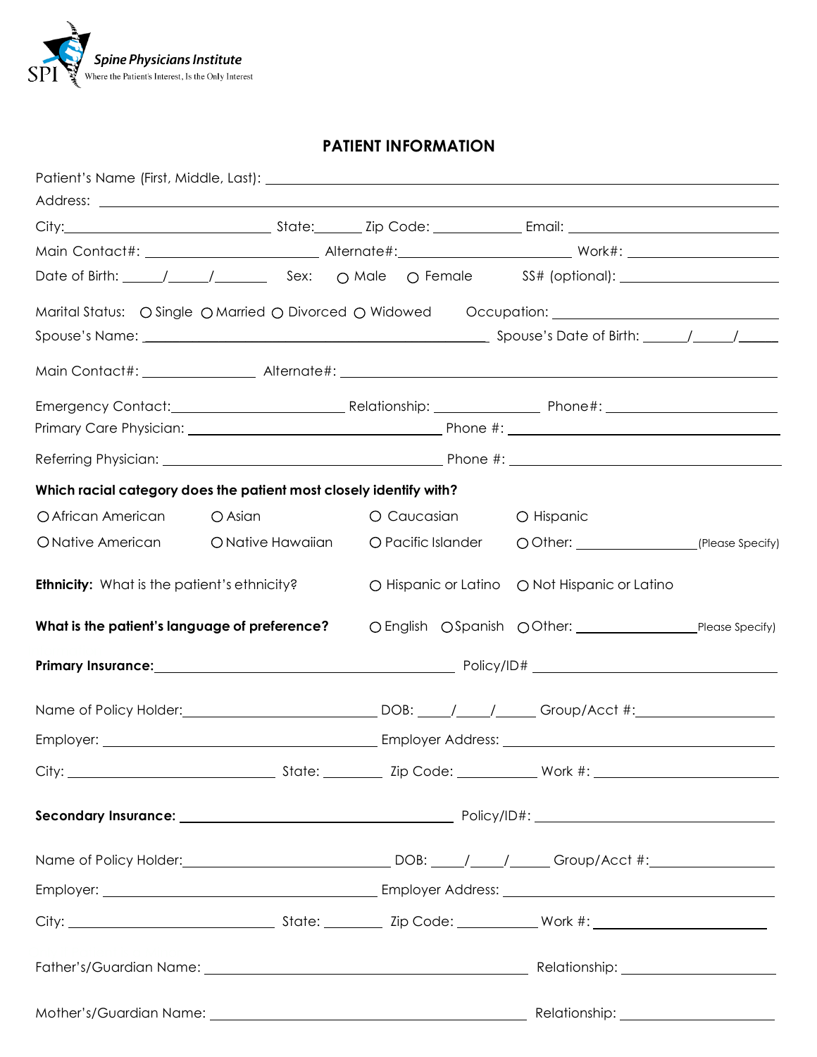**Spine Physicians Institute**
SPI
Where the Patient's Interest, Is the Only Interest

# PATIENT INFORMATION

Patient's Name (First, Middle, Last): ______________________________

Address: ______________________________

City: ______________ State: ______ Zip Code: __________ Email: ______________

Main Contact#: ______________ Alternate#: ______________ Work#: ______________

Date of Birth: _____/_____/_______ Sex: ○ Male ○ Female SS# (optional): ______________

Marital Status: ○ Single ○ Married ○ Divorced ○ Widowed Occupation: ______________

Spouse's Name: ______________________________ Spouse's Date of Birth: _____/_____/_____

Main Contact#: ______________ Alternate#: ______________

Emergency Contact: ______________ Relationship: ______________ Phone#: ______________

Primary Care Physician: ______________________ Phone #: ______________

Referring Physician: ______________________ Phone #: ______________

**Which racial category does the patient most closely identify with?**

○ African American ○ Asian ○ Caucasian ○ Hispanic

○ Native American ○ Native Hawaiian ○ Pacific Islander ○ Other: ______________ (Please Specify)

**Ethnicity:** What is the patient's ethnicity? ○ Hispanic or Latino ○ Not Hispanic or Latino

**What is the patient's language of preference?** ○ English ○ Spanish ○ Other: ______________ Please Specify)

**Primary Insurance:** ______________________ Policy/ID# ______________

Name of Policy Holder: ______________ DOB: ____/____/_____ Group/Acct #: ______________

Employer: ______________ Employer Address: ______________

City: ______________ State: ________ Zip Code: __________ Work #: ______________

**Secondary Insurance:** ______________________ Policy/ID#: ______________

Name of Policy Holder: ______________ DOB: ____/____/_____ Group/Acct #: ______________

Employer: ______________ Employer Address: ______________

City: ______________ State: ________ Zip Code: __________ Work #: ______________

Father's/Guardian Name: ______________________ Relationship: ______________

Mother's/Guardian Name: ______________________ Relationship: ______________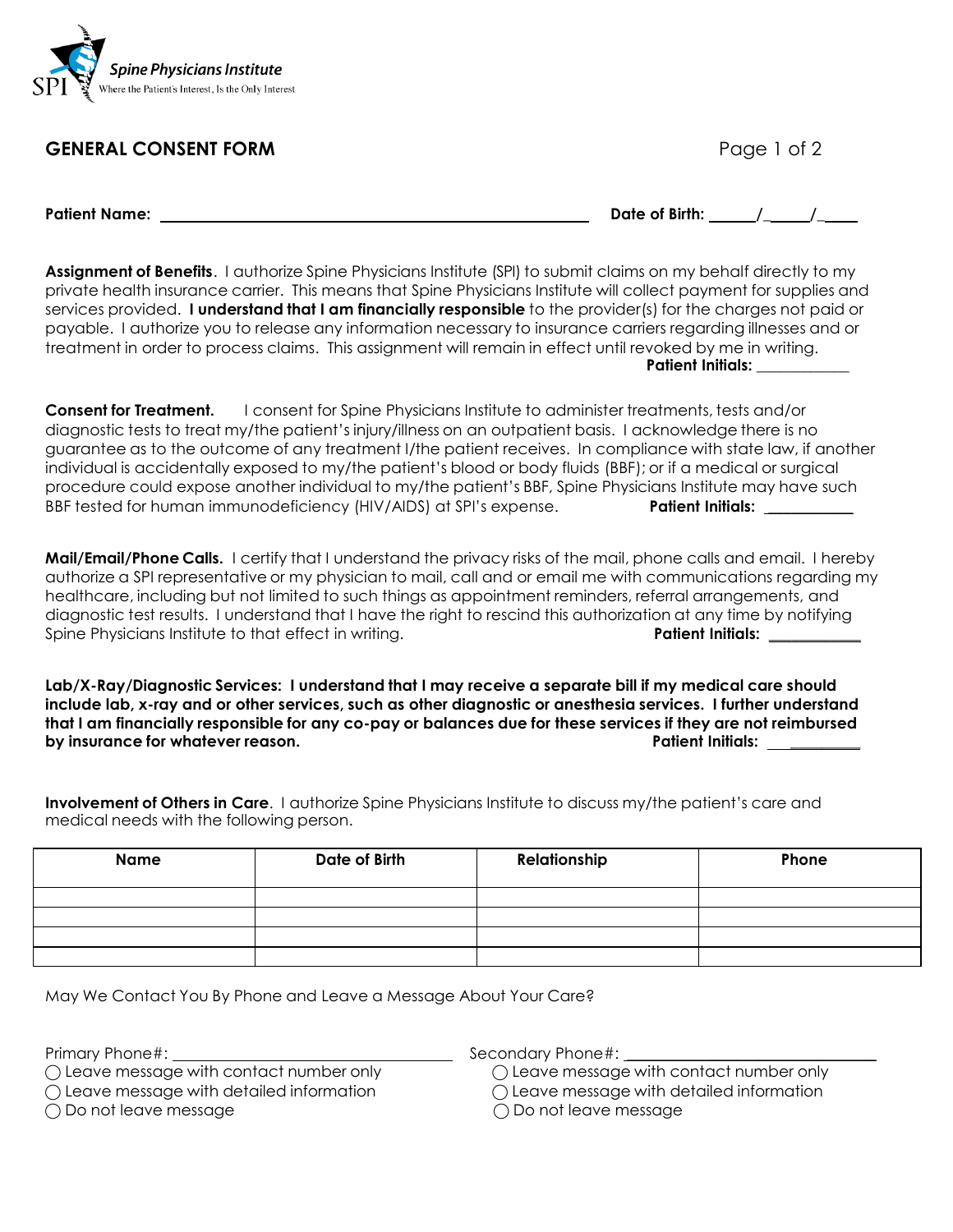Spine Physicians Institute
Where the Patient's Interest, Is the Only Interest

## GENERAL CONSENT FORM

**Patient Name:** ______________________________ **Date of Birth:** _____/_____/_____

**Assignment of Benefits**. I authorize Spine Physicians Institute (SPI) to submit claims on my behalf directly to my private health insurance carrier. This means that Spine Physicians Institute will collect payment for supplies and services provided. **I understand that I am financially responsible** to the provider(s) for the charges not paid or payable. I authorize you to release any information necessary to insurance carriers regarding illnesses and or treatment in order to process claims. This assignment will remain in effect until revoked by me in writing.
**Patient Initials:** ___________

**Consent for Treatment.** I consent for Spine Physicians Institute to administer treatments, tests and/or diagnostic tests to treat my/the patient's injury/illness on an outpatient basis. I acknowledge there is no guarantee as to the outcome of any treatment I/the patient receives. In compliance with state law, if another individual is accidentally exposed to my/the patient's blood or body fluids (BBF); or if a medical or surgical procedure could expose another individual to my/the patient's BBF, Spine Physicians Institute may have such BBF tested for human immunodeficiency (HIV/AIDS) at SPI's expense. **Patient Initials:** ___________

**Mail/Email/Phone Calls.** I certify that I understand the privacy risks of the mail, phone calls and email. I hereby authorize a SPI representative or my physician to mail, call and or email me with communications regarding my healthcare, including but not limited to such things as appointment reminders, referral arrangements, and diagnostic test results. I understand that I have the right to rescind this authorization at any time by notifying Spine Physicians Institute to that effect in writing. **Patient Initials:** ___________

**Lab/X-Ray/Diagnostic Services: I understand that I may receive a separate bill if my medical care should include lab, x-ray and or other services, such as other diagnostic or anesthesia services. I further understand that I am financially responsible for any co-pay or balances due for these services if they are not reimbursed by insurance for whatever reason. Patient Initials:** ___________

**Involvement of Others in Care**. I authorize Spine Physicians Institute to discuss my/the patient's care and medical needs with the following person.

| Name | Date of Birth | Relationship | Phone |
|---|---|---|---|
| | | | |
| | | | |
| | | | |
| | | | |

May We Contact You By Phone and Leave a Message About Your Care?

Primary Phone#: ______________________________
- ◯ Leave message with contact number only
- ◯ Leave message with detailed information
- ◯ Do not leave message

Secondary Phone#: ______________________________
- ◯ Leave message with contact number only
- ◯ Leave message with detailed information
- ◯ Do not leave message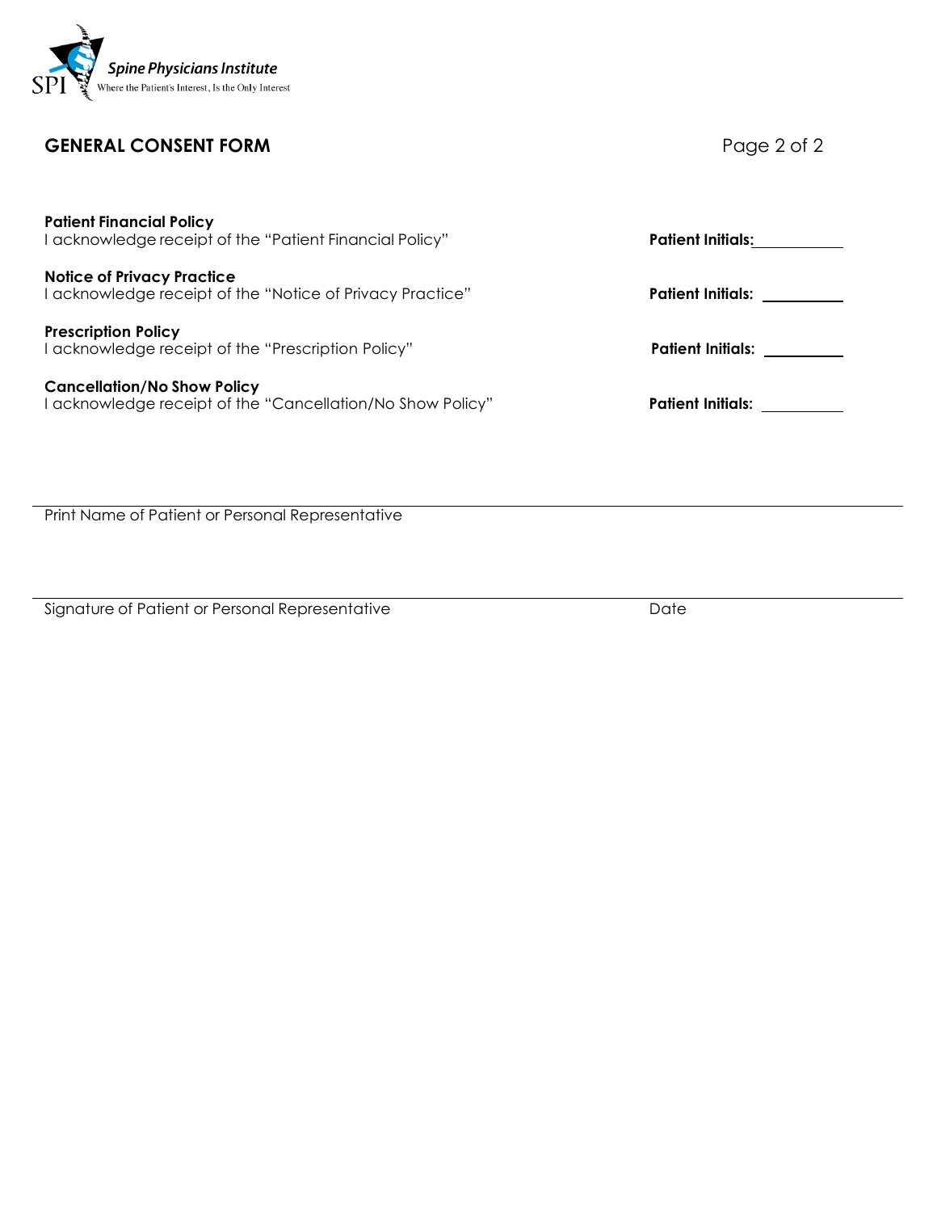Spine Physicians Institute

Where the Patient's Interest, Is the Only Interest

## GENERAL CONSENT FORM

**Patient Financial Policy**
I acknowledge receipt of the "Patient Financial Policy" **Patient Initials:** __________

**Notice of Privacy Practice**
I acknowledge receipt of the "Notice of Privacy Practice" **Patient Initials:** __________

**Prescription Policy**
I acknowledge receipt of the "Prescription Policy" **Patient Initials:** __________

**Cancellation/No Show Policy**
I acknowledge receipt of the "Cancellation/No Show Policy" **Patient Initials:** __________

_______________________________________________

Print Name of Patient or Personal Representative

_______________________________________________

Signature of Patient or Personal Representative Date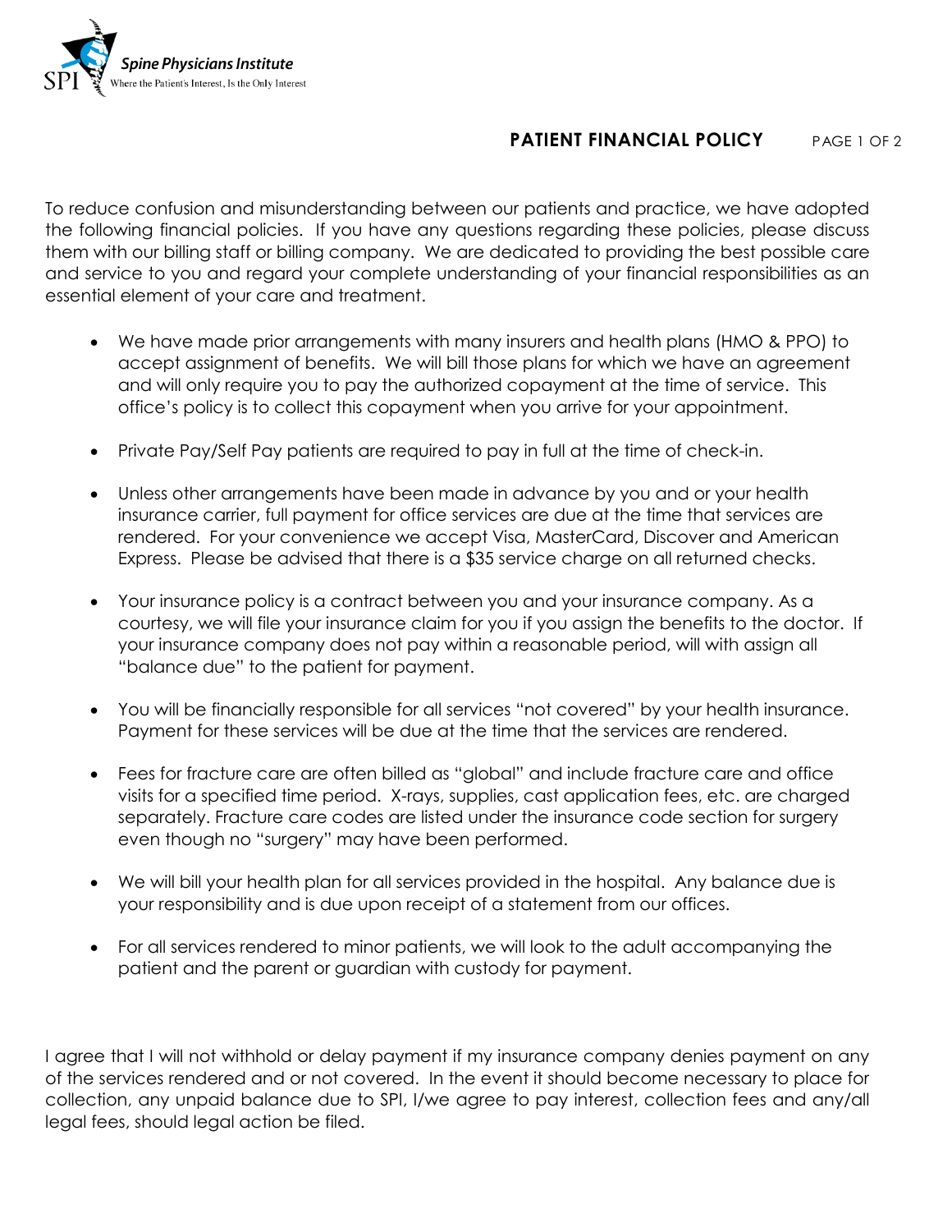# PATIENT FINANCIAL POLICY

To reduce confusion and misunderstanding between our patients and practice, we have adopted the following financial policies. If you have any questions regarding these policies, please discuss them with our billing staff or billing company. We are dedicated to providing the best possible care and service to you and regard your complete understanding of your financial responsibilities as an essential element of your care and treatment.

- We have made prior arrangements with many insurers and health plans (HMO & PPO) to accept assignment of benefits. We will bill those plans for which we have an agreement and will only require you to pay the authorized copayment at the time of service. This office's policy is to collect this copayment when you arrive for your appointment.

- Private Pay/Self Pay patients are required to pay in full at the time of check-in.

- Unless other arrangements have been made in advance by you and or your health insurance carrier, full payment for office services are due at the time that services are rendered. For your convenience we accept Visa, MasterCard, Discover and American Express. Please be advised that there is a $35 service charge on all returned checks.

- Your insurance policy is a contract between you and your insurance company. As a courtesy, we will file your insurance claim for you if you assign the benefits to the doctor. If your insurance company does not pay within a reasonable period, will with assign all "balance due" to the patient for payment.

- You will be financially responsible for all services "not covered" by your health insurance. Payment for these services will be due at the time that the services are rendered.

- Fees for fracture care are often billed as "global" and include fracture care and office visits for a specified time period. X-rays, supplies, cast application fees, etc. are charged separately. Fracture care codes are listed under the insurance code section for surgery even though no "surgery" may have been performed.

- We will bill your health plan for all services provided in the hospital. Any balance due is your responsibility and is due upon receipt of a statement from our offices.

- For all services rendered to minor patients, we will look to the adult accompanying the patient and the parent or guardian with custody for payment.

I agree that I will not withhold or delay payment if my insurance company denies payment on any of the services rendered and or not covered. In the event it should become necessary to place for collection, any unpaid balance due to SPI, I/we agree to pay interest, collection fees and any/all legal fees, should legal action be filed.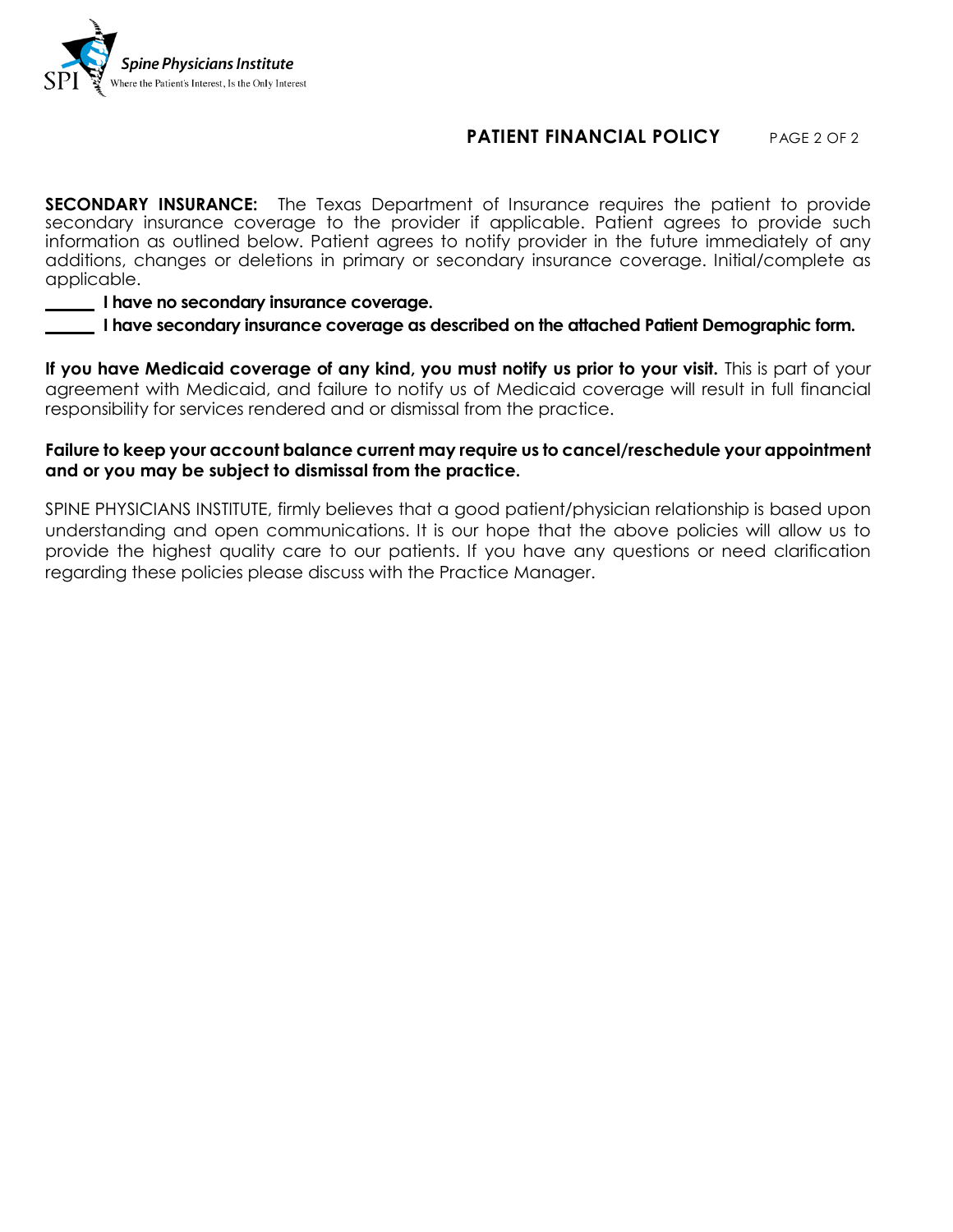## PATIENT FINANCIAL POLICY

**SECONDARY INSURANCE:** The Texas Department of Insurance requires the patient to provide secondary insurance coverage to the provider if applicable. Patient agrees to provide such information as outlined below. Patient agrees to notify provider in the future immediately of any additions, changes or deletions in primary or secondary insurance coverage. Initial/complete as applicable.

______ **I have no secondary insurance coverage.**

______ **I have secondary insurance coverage as described on the attached Patient Demographic form.**

**If you have Medicaid coverage of any kind, you must notify us prior to your visit.** This is part of your agreement with Medicaid, and failure to notify us of Medicaid coverage will result in full financial responsibility for services rendered and or dismissal from the practice.

**Failure to keep your account balance current may require us to cancel/reschedule your appointment and or you may be subject to dismissal from the practice.**

SPINE PHYSICIANS INSTITUTE, firmly believes that a good patient/physician relationship is based upon understanding and open communications. It is our hope that the above policies will allow us to provide the highest quality care to our patients. If you have any questions or need clarification regarding these policies please discuss with the Practice Manager.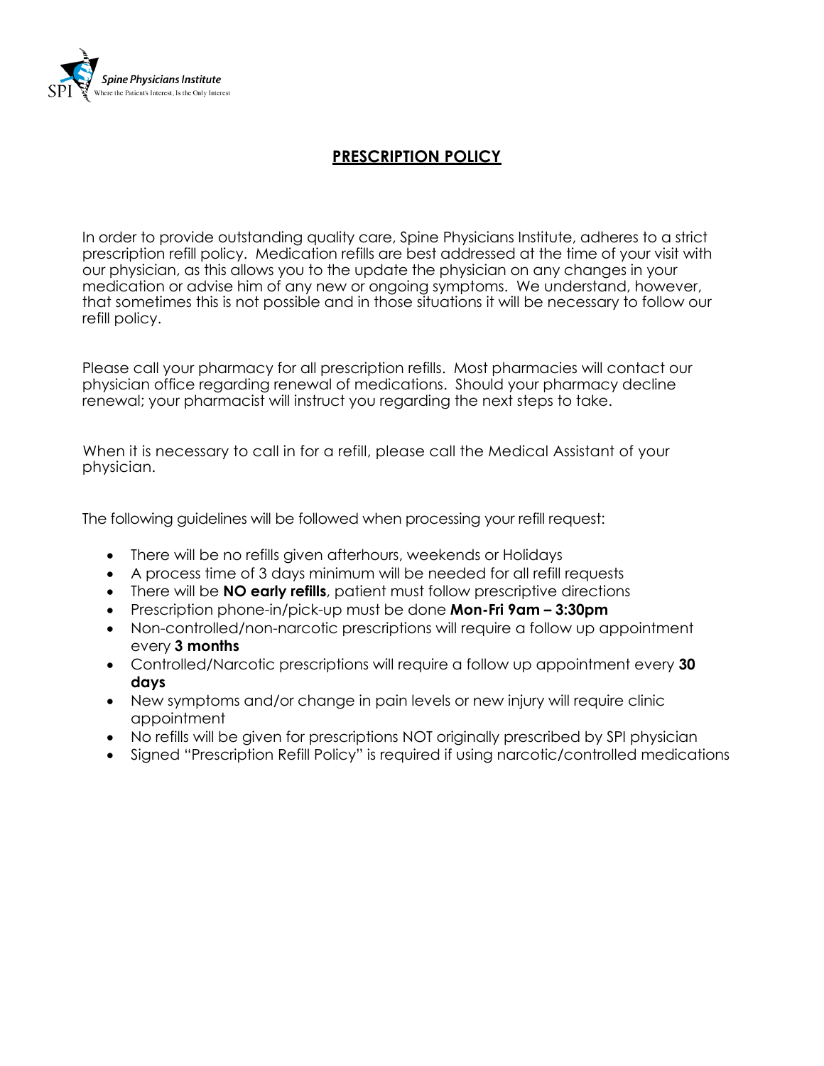Spine Physicians Institute
Where the Patient's Interest, Is the Only Interest

# PRESCRIPTION POLICY

In order to provide outstanding quality care, Spine Physicians Institute, adheres to a strict prescription refill policy. Medication refills are best addressed at the time of your visit with our physician, as this allows you to the update the physician on any changes in your medication or advise him of any new or ongoing symptoms. We understand, however, that sometimes this is not possible and in those situations it will be necessary to follow our refill policy.

Please call your pharmacy for all prescription refills. Most pharmacies will contact our physician office regarding renewal of medications. Should your pharmacy decline renewal; your pharmacist will instruct you regarding the next steps to take.

When it is necessary to call in for a refill, please call the Medical Assistant of your physician.

The following guidelines will be followed when processing your refill request:

- There will be no refills given afterhours, weekends or Holidays
- A process time of 3 days minimum will be needed for all refill requests
- There will be **NO early refills**, patient must follow prescriptive directions
- Prescription phone-in/pick-up must be done **Mon-Fri 9am – 3:30pm**
- Non-controlled/non-narcotic prescriptions will require a follow up appointment every **3 months**
- Controlled/Narcotic prescriptions will require a follow up appointment every **30 days**
- New symptoms and/or change in pain levels or new injury will require clinic appointment
- No refills will be given for prescriptions NOT originally prescribed by SPI physician
- Signed "Prescription Refill Policy" is required if using narcotic/controlled medications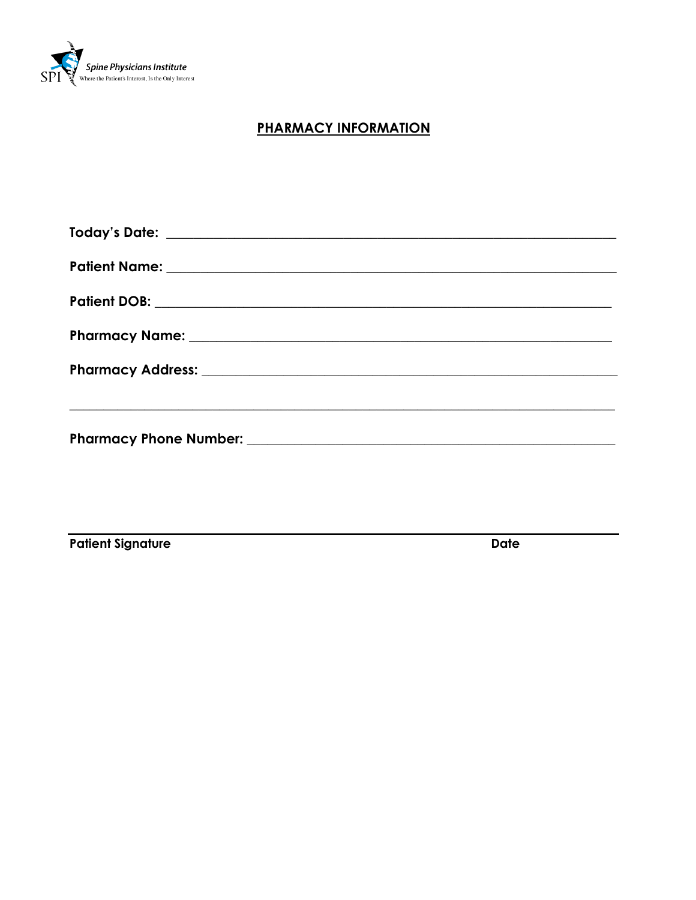Spine Physicians Institute
Where the Patient's Interest, Is the Only Interest

## PHARMACY INFORMATION

**Today's Date:** ______________________________________________

**Patient Name:** ______________________________________________

**Patient DOB:** ______________________________________________

**Pharmacy Name:** ______________________________________________

**Pharmacy Address:** ______________________________________________

______________________________________________

**Pharmacy Phone Number:** ______________________________________________

______________________________________________

**Patient Signature** **Date**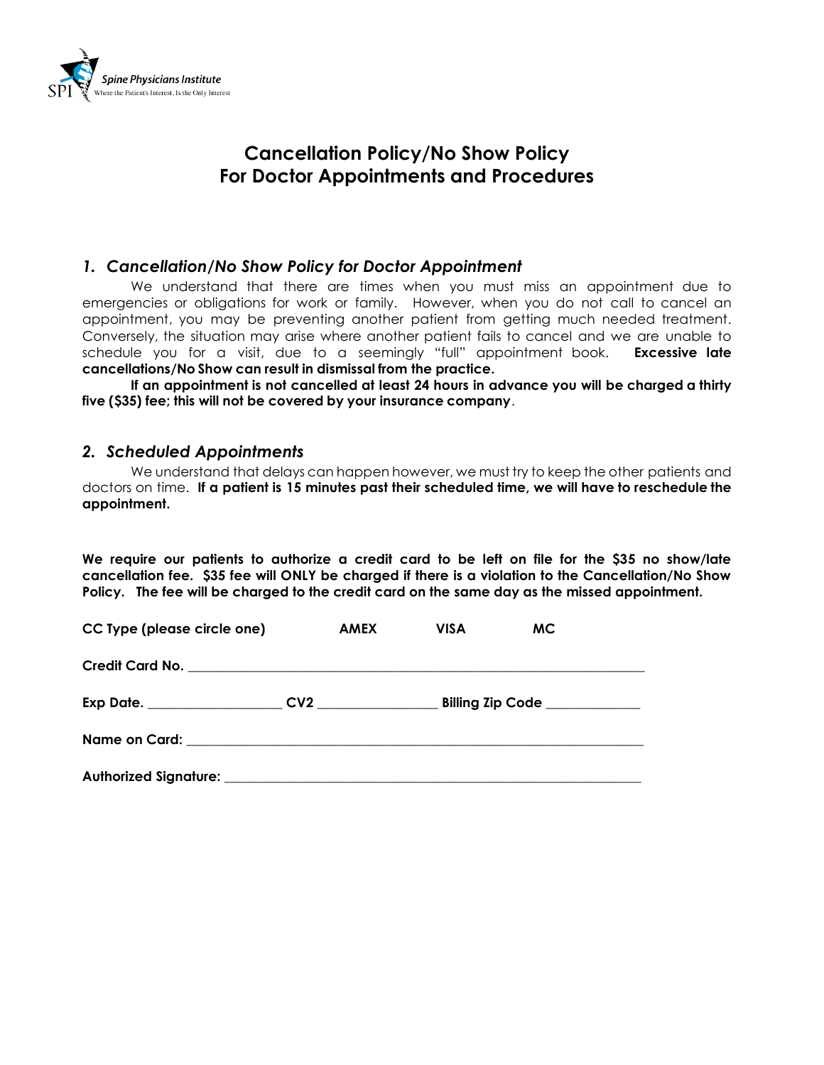Spine Physicians Institute
Where the Patient's Interest, Is the Only Interest

# Cancellation Policy/No Show Policy
# For Doctor Appointments and Procedures

### *1. Cancellation/No Show Policy for Doctor Appointment*

We understand that there are times when you must miss an appointment due to emergencies or obligations for work or family. However, when you do not call to cancel an appointment, you may be preventing another patient from getting much needed treatment. Conversely, the situation may arise where another patient fails to cancel and we are unable to schedule you for a visit, due to a seemingly "full" appointment book. **Excessive late cancellations/No Show can result in dismissal from the practice.**

**If an appointment is not cancelled at least 24 hours in advance you will be charged a thirty five ($35) fee; this will not be covered by your insurance company**.

### *2. Scheduled Appointments*

We understand that delays can happen however, we must try to keep the other patients and doctors on time. **If a patient is 15 minutes past their scheduled time, we will have to reschedule the appointment.**

**We require our patients to authorize a credit card to be left on file for the $35 no show/late cancellation fee. $35 fee will ONLY be charged if there is a violation to the Cancellation/No Show Policy. The fee will be charged to the credit card on the same day as the missed appointment.**

**CC Type (please circle one)** **AMEX** **VISA** **MC**

**Credit Card No.** ___________________________________________________________________

**Exp Date.** ___________________ **CV2** _________________ **Billing Zip Code** _____________

**Name on Card:** __________________________________________________________________

**Authorized Signature:** ____________________________________________________________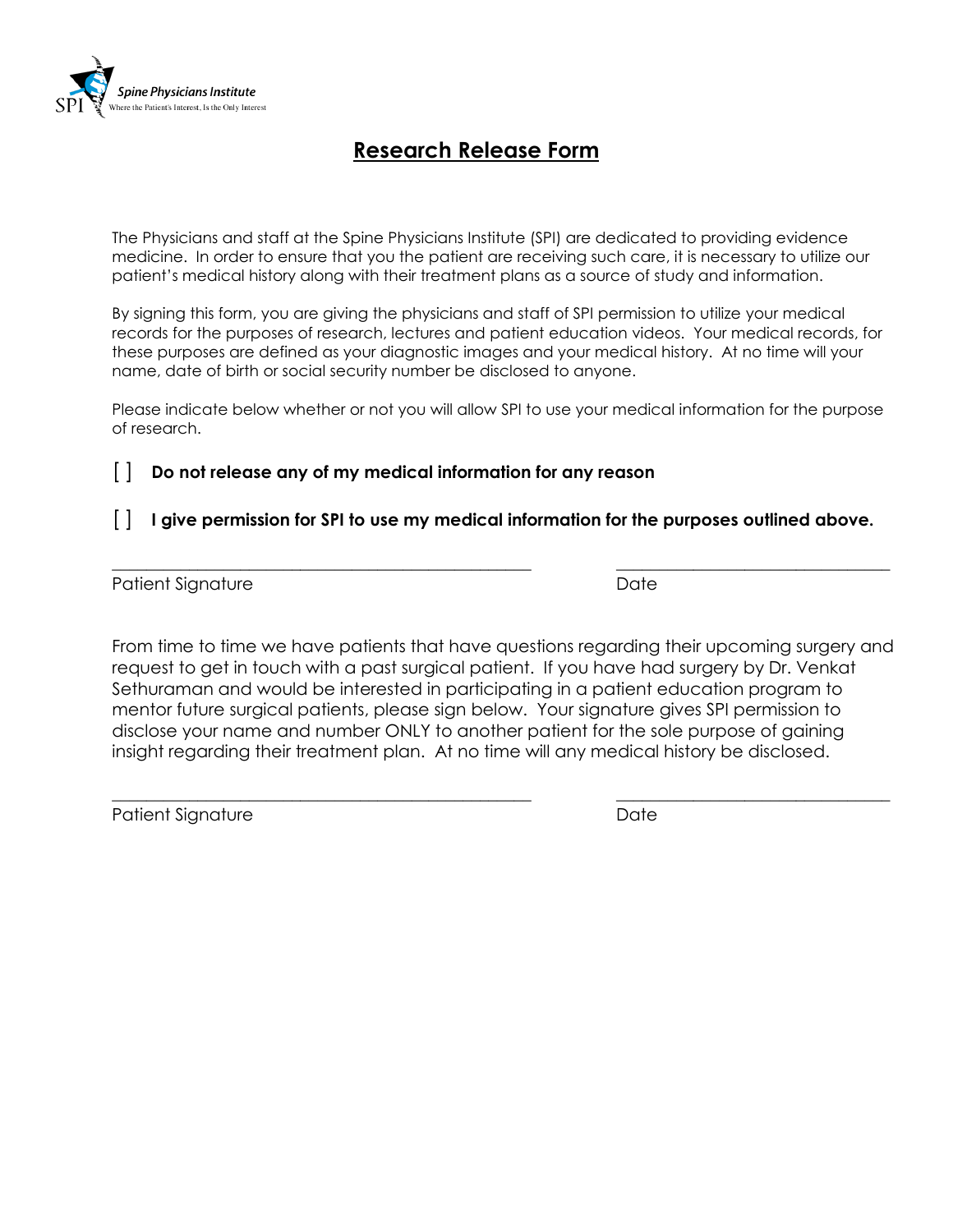Spine Physicians Institute
SPI Where the Patient's Interest, Is the Only Interest

# Research Release Form

The Physicians and staff at the Spine Physicians Institute (SPI) are dedicated to providing evidence medicine. In order to ensure that you the patient are receiving such care, it is necessary to utilize our patient's medical history along with their treatment plans as a source of study and information.

By signing this form, you are giving the physicians and staff of SPI permission to utilize your medical records for the purposes of research, lectures and patient education videos. Your medical records, for these purposes are defined as your diagnostic images and your medical history. At no time will your name, date of birth or social security number be disclosed to anyone.

Please indicate below whether or not you will allow SPI to use your medical information for the purpose of research.

[ ] **Do not release any of my medical information for any reason**

[ ] **I give permission for SPI to use my medical information for the purposes outlined above.**

\_\_\_\_\_\_\_\_\_\_\_\_\_\_\_\_\_\_\_\_\_\_\_\_\_\_\_\_\_\_\_\_\_\_\_\_\_\_\_\_ \_\_\_\_\_\_\_\_\_\_\_\_\_\_\_\_\_\_\_\_\_\_\_\_\_\_
Patient Signature Date

From time to time we have patients that have questions regarding their upcoming surgery and request to get in touch with a past surgical patient. If you have had surgery by Dr. Venkat Sethuraman and would be interested in participating in a patient education program to mentor future surgical patients, please sign below. Your signature gives SPI permission to disclose your name and number ONLY to another patient for the sole purpose of gaining insight regarding their treatment plan. At no time will any medical history be disclosed.

\_\_\_\_\_\_\_\_\_\_\_\_\_\_\_\_\_\_\_\_\_\_\_\_\_\_\_\_\_\_\_\_\_\_\_\_\_\_\_\_ \_\_\_\_\_\_\_\_\_\_\_\_\_\_\_\_\_\_\_\_\_\_\_\_\_\_
Patient Signature Date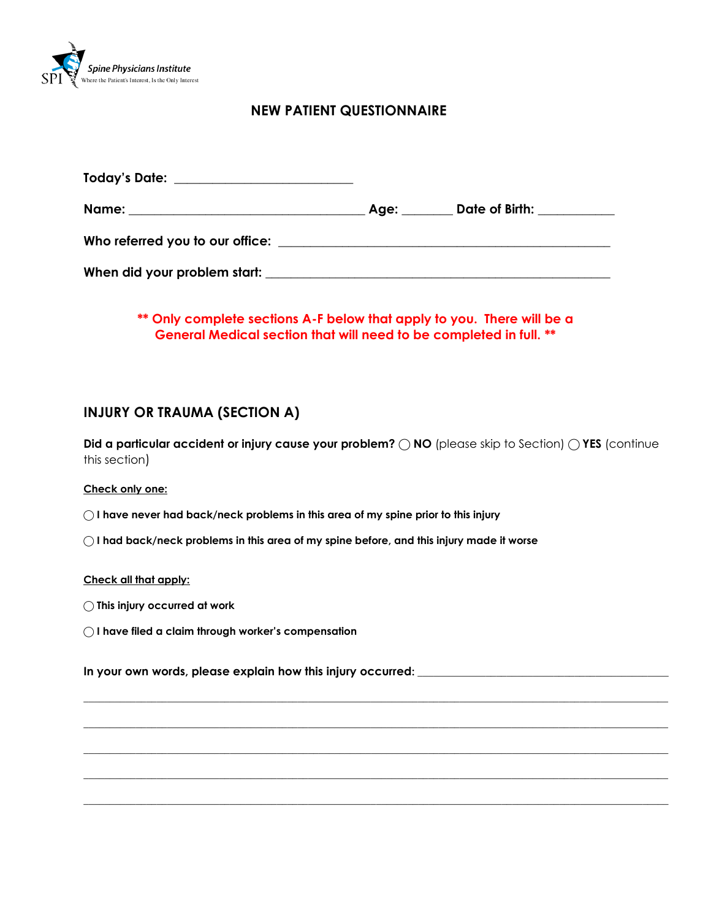Spine Physicians Institute
Where the Patient's Interest, Is the Only Interest

# NEW PATIENT QUESTIONNAIRE

**Today's Date:** ___________________________

**Name:** ___________________________________ **Age:** _______ **Date of Birth:** ___________

**Who referred you to our office:** __________________________________________________

**When did your problem start:** ____________________________________________________

**\*\* Only complete sections A-F below that apply to you. There will be a General Medical section that will need to be completed in full. \*\***

## INJURY OR TRAUMA (SECTION A)

**Did a particular accident or injury cause your problem?** ◯ **NO** (please skip to Section) ◯ **YES** (continue this section)

**Check only one:**

◯ **I have never had back/neck problems in this area of my spine prior to this injury**

◯ **I had back/neck problems in this area of my spine before, and this injury made it worse**

**Check all that apply:**

◯ **This injury occurred at work**

◯ **I have filed a claim through worker's compensation**

**In your own words, please explain how this injury occurred:** ________________________________________

______________________________________________________________________________________

______________________________________________________________________________________

______________________________________________________________________________________

______________________________________________________________________________________

______________________________________________________________________________________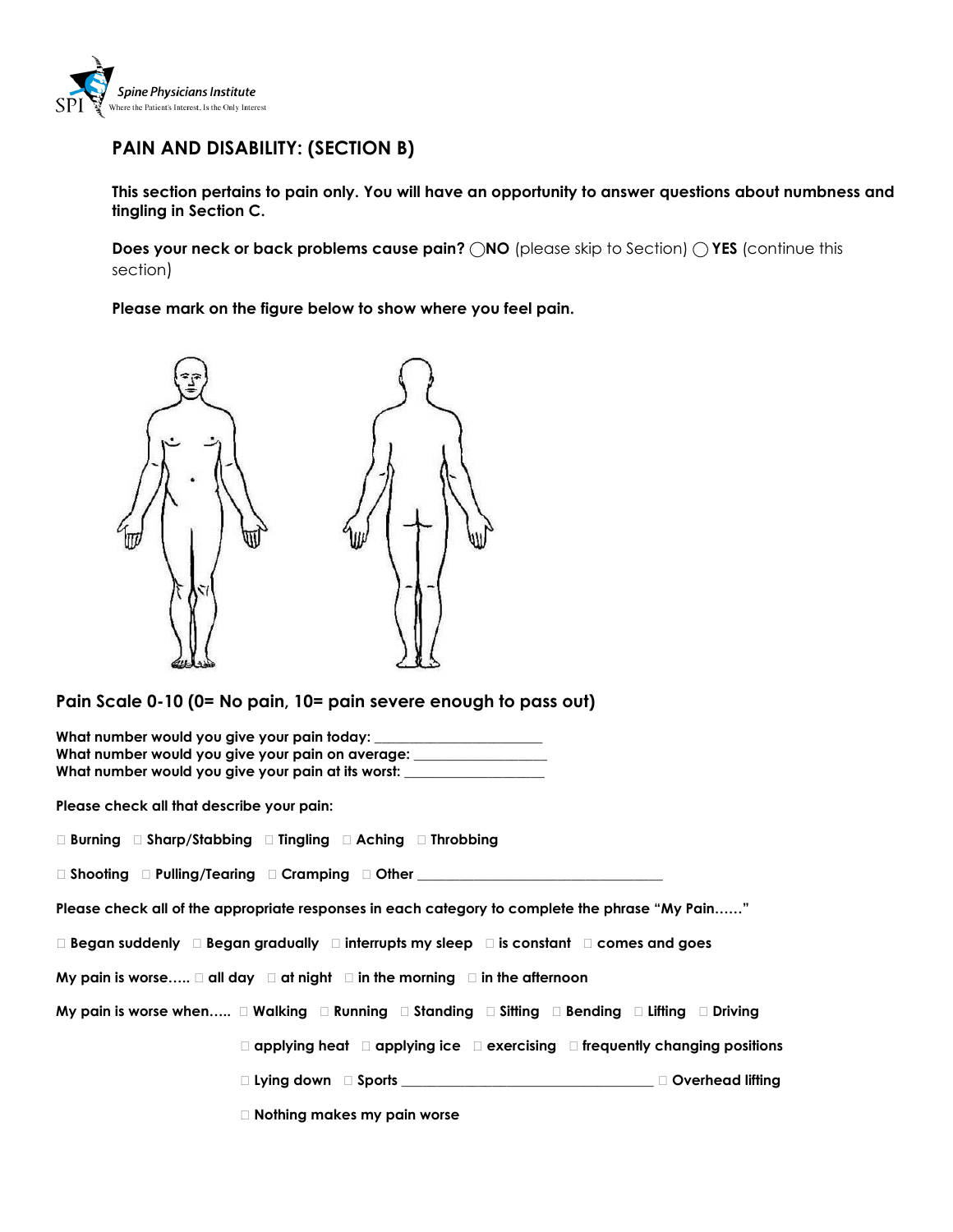Spine Physicians Institute
Where the Patient's Interest, Is the Only Interest

## PAIN AND DISABILITY: (SECTION B)

**This section pertains to pain only. You will have an opportunity to answer questions about numbness and tingling in Section C.**

**Does your neck or back problems cause pain?** ◯ **NO** (please skip to Section) ◯ **YES** (continue this section)

**Please mark on the figure below to show where you feel pain.**

### Pain Scale 0-10 (0= No pain, 10= pain severe enough to pass out)

**What number would you give your pain today:** ________________________
**What number would you give your pain on average:** ___________________
**What number would you give your pain at its worst:** ___________________

**Please check all that describe your pain:**

☐ **Burning** ☐ **Sharp/Stabbing** ☐ **Tingling** ☐ **Aching** ☐ **Throbbing**

☐ **Shooting** ☐ **Pulling/Tearing** ☐ **Cramping** ☐ **Other** ___________________________________

**Please check all of the appropriate responses in each category to complete the phrase "My Pain……"**

☐ **Began suddenly** ☐ **Began gradually** ☐ **interrupts my sleep** ☐ **is constant** ☐ **comes and goes**

**My pain is worse…..** ☐ **all day** ☐ **at night** ☐ **in the morning** ☐ **in the afternoon**

**My pain is worse when…..** ☐ **Walking** ☐ **Running** ☐ **Standing** ☐ **Sitting** ☐ **Bending** ☐ **Lifting** ☐ **Driving**

☐ **applying heat** ☐ **applying ice** ☐ **exercising** ☐ **frequently changing positions**

☐ **Lying down** ☐ **Sports** ___________________________________ ☐ **Overhead lifting**

☐ **Nothing makes my pain worse**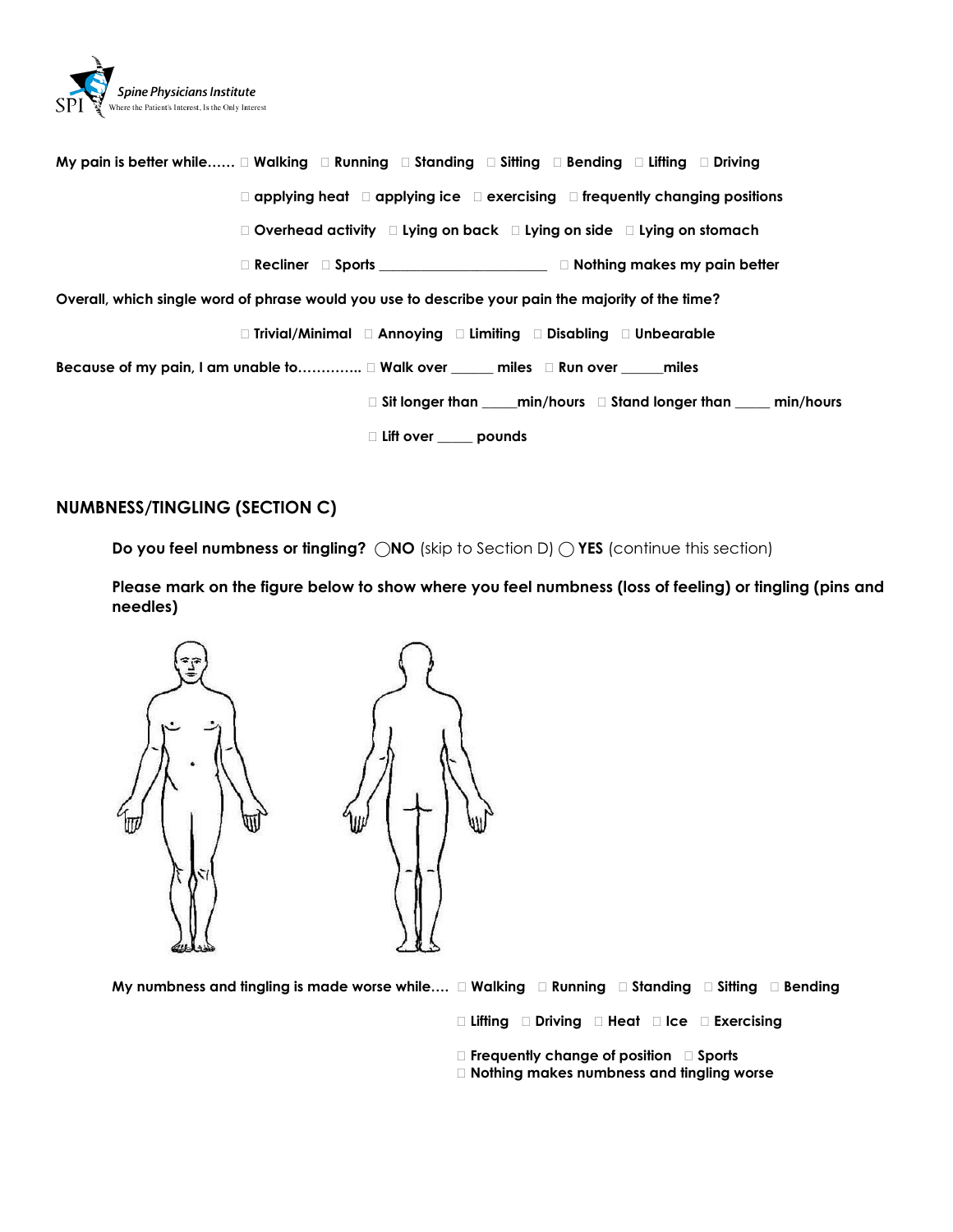**My pain is better while……** □ **Walking** □ **Running** □ **Standing** □ **Sitting** □ **Bending** □ **Lifting** □ **Driving**

□ **applying heat** □ **applying ice** □ **exercising** □ **frequently changing positions**

□ **Overhead activity** □ **Lying on back** □ **Lying on side** □ **Lying on stomach**

□ **Recliner** □ **Sports** _______________________ □ **Nothing makes my pain better**

**Overall, which single word of phrase would you use to describe your pain the majority of the time?**

□ **Trivial/Minimal** □ **Annoying** □ **Limiting** □ **Disabling** □ **Unbearable**

**Because of my pain, I am unable to…………..** □ **Walk over ______ miles** □ **Run over ______miles**

□ **Sit longer than _____min/hours** □ **Stand longer than _____ min/hours**

□ **Lift over _____ pounds**

## NUMBNESS/TINGLING (SECTION C)

**Do you feel numbness or tingling?** ◯**NO** (skip to Section D) ◯ **YES** (continue this section)

**Please mark on the figure below to show where you feel numbness (loss of feeling) or tingling (pins and needles)**

**My numbness and tingling is made worse while….** □ **Walking** □ **Running** □ **Standing** □ **Sitting** □ **Bending**

□ **Lifting** □ **Driving** □ **Heat** □ **Ice** □ **Exercising**

□ **Frequently change of position** □ **Sports**
□ **Nothing makes numbness and tingling worse**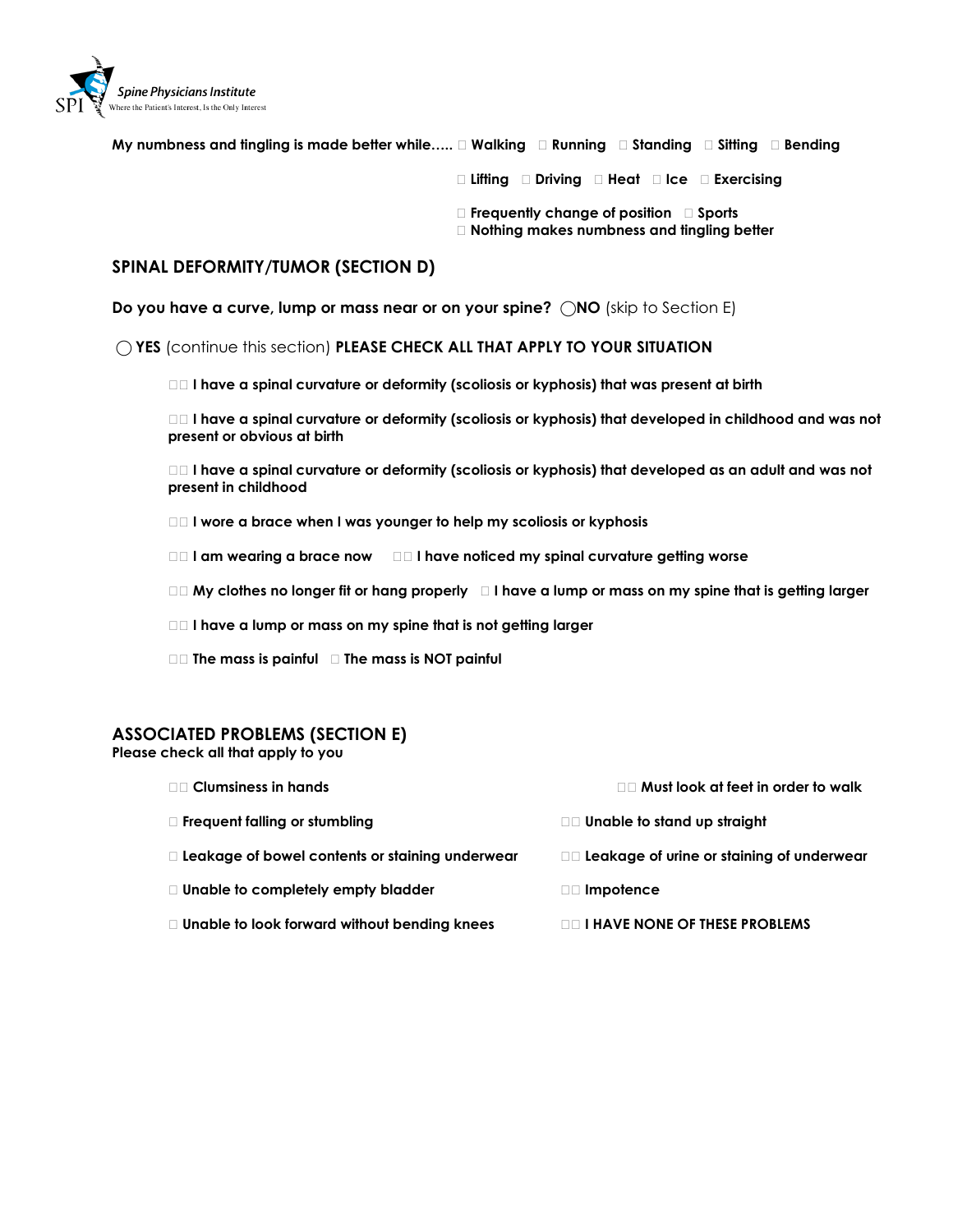My numbnesss and tingling is made better while….. ☐ Walking ☐ Running ☐ Standing ☐ Sitting ☐ Bending

☐ Lifting ☐ Driving ☐ Heat ☐ Ice ☐ Exercising

☐ Frequently change of position ☐ Sports

☐ Nothing makes numbness and tingling better

## SPINAL DEFORMITY/TUMOR (SECTION D)

**Do you have a curve, lump or mass near or on your spine?** ◯ **NO** (skip to Section E)

◯ **YES** (continue this section) **PLEASE CHECK ALL THAT APPLY TO YOUR SITUATION**

- ☐ **I have a spinal curvature or deformity (scoliosis or kyphosis) that was present at birth**
- ☐ **I have a spinal curvature or deformity (scoliosis or kyphosis) that developed in childhood and was not present or obvious at birth**
- ☐ **I have a spinal curvature or deformity (scoliosis or kyphosis) that developed as an adult and was not present in childhood**
- ☐ **I wore a brace when I was younger to help my scoliosis or kyphosis**
- ☐ **I am wearing a brace now** ☐ **I have noticed my spinal curvature getting worse**
- ☐ **My clothes no longer fit or hang properly** ☐ **I have a lump or mass on my spine that is getting larger**
- ☐ **I have a lump or mass on my spine that is not getting larger**
- ☐ **The mass is painful** ☐ **The mass is NOT painful**

## ASSOCIATED PROBLEMS (SECTION E)

**Please check all that apply to you**

- ☐ **Clumsiness in hands**
- ☐ **Must look at feet in order to walk**
- ☐ **Frequent falling or stumbling**
- ☐ **Unable to stand up straight**
- ☐ **Leakage of bowel contents or staining underwear**
- ☐ **Leakage of urine or staining of underwear**
- ☐ **Unable to completely empty bladder**
- ☐ **Impotence**
- ☐ **Unable to look forward without bending knees**
- ☐ **I HAVE NONE OF THESE PROBLEMS**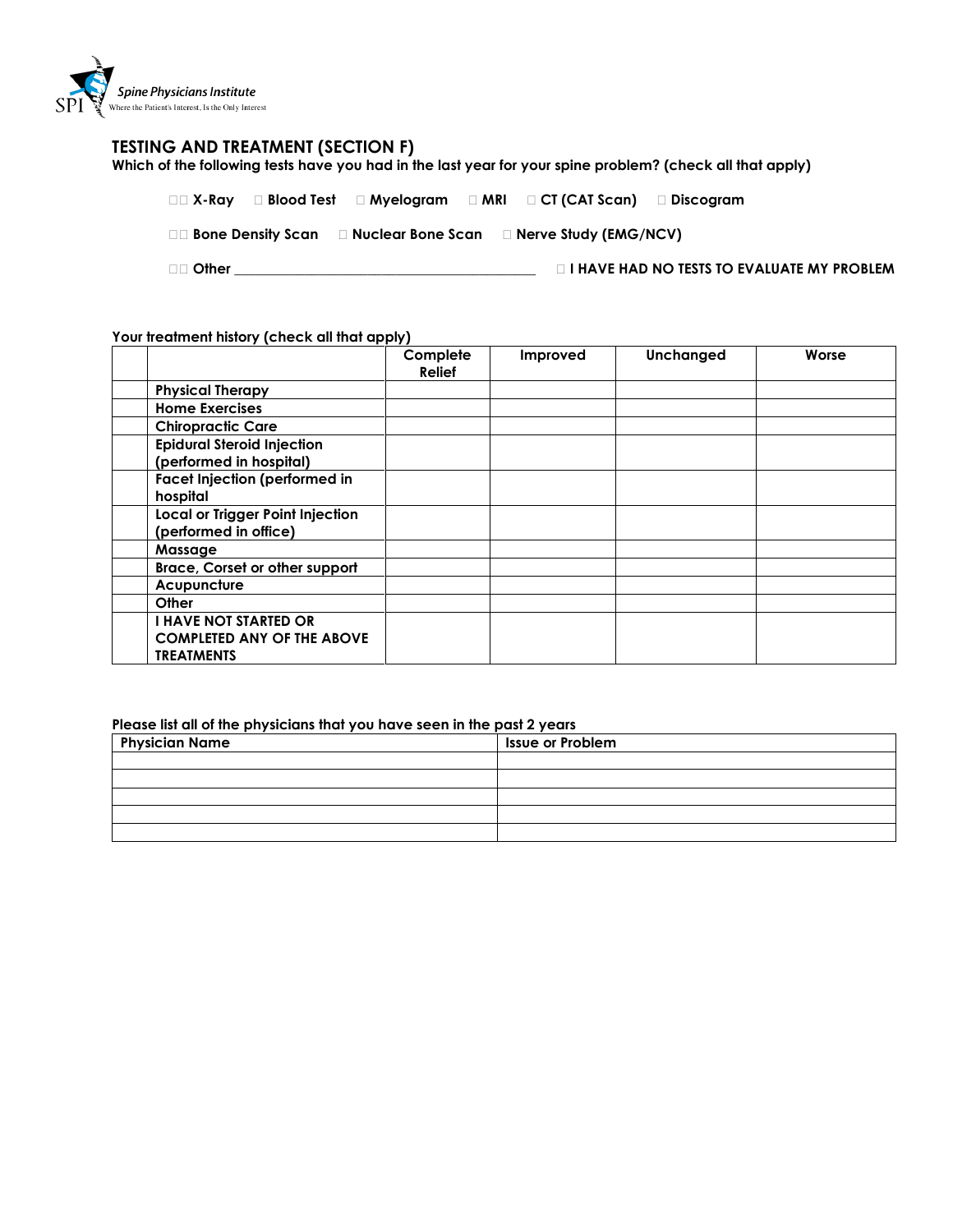Spine Physicians Institute
Where the Patient's Interest, Is the Only Interest

## TESTING AND TREATMENT (SECTION F)

**Which of the following tests have you had in the last year for your spine problem? (check all that apply)**

☐☐ **X-Ray** ☐ **Blood Test** ☐ **Myelogram** ☐ **MRI** ☐ **CT (CAT Scan)** ☐ **Discogram**

☐☐ **Bone Density Scan** ☐ **Nuclear Bone Scan** ☐ **Nerve Study (EMG/NCV)**

☐☐ **Other** ________________________________________ ☐ **I HAVE HAD NO TESTS TO EVALUATE MY PROBLEM**

**Your treatment history (check all that apply)**

| | | Complete Relief | Improved | Unchanged | Worse |
|---|---|---|---|---|---|
| | **Physical Therapy** | | | | |
| | **Home Exercises** | | | | |
| | **Chiropractic Care** | | | | |
| | **Epidural Steroid Injection (performed in hospital)** | | | | |
| | **Facet Injection (performed in hospital** | | | | |
| | **Local or Trigger Point Injection (performed in office)** | | | | |
| | **Massage** | | | | |
| | **Brace, Corset or other support** | | | | |
| | **Acupuncture** | | | | |
| | **Other** | | | | |
| | **I HAVE NOT STARTED OR COMPLETED ANY OF THE ABOVE TREATMENTS** | | | | |

**Please list all of the physicians that you have seen in the past 2 years**

| Physician Name | Issue or Problem |
|---|---|
| | |
| | |
| | |
| | |
| | |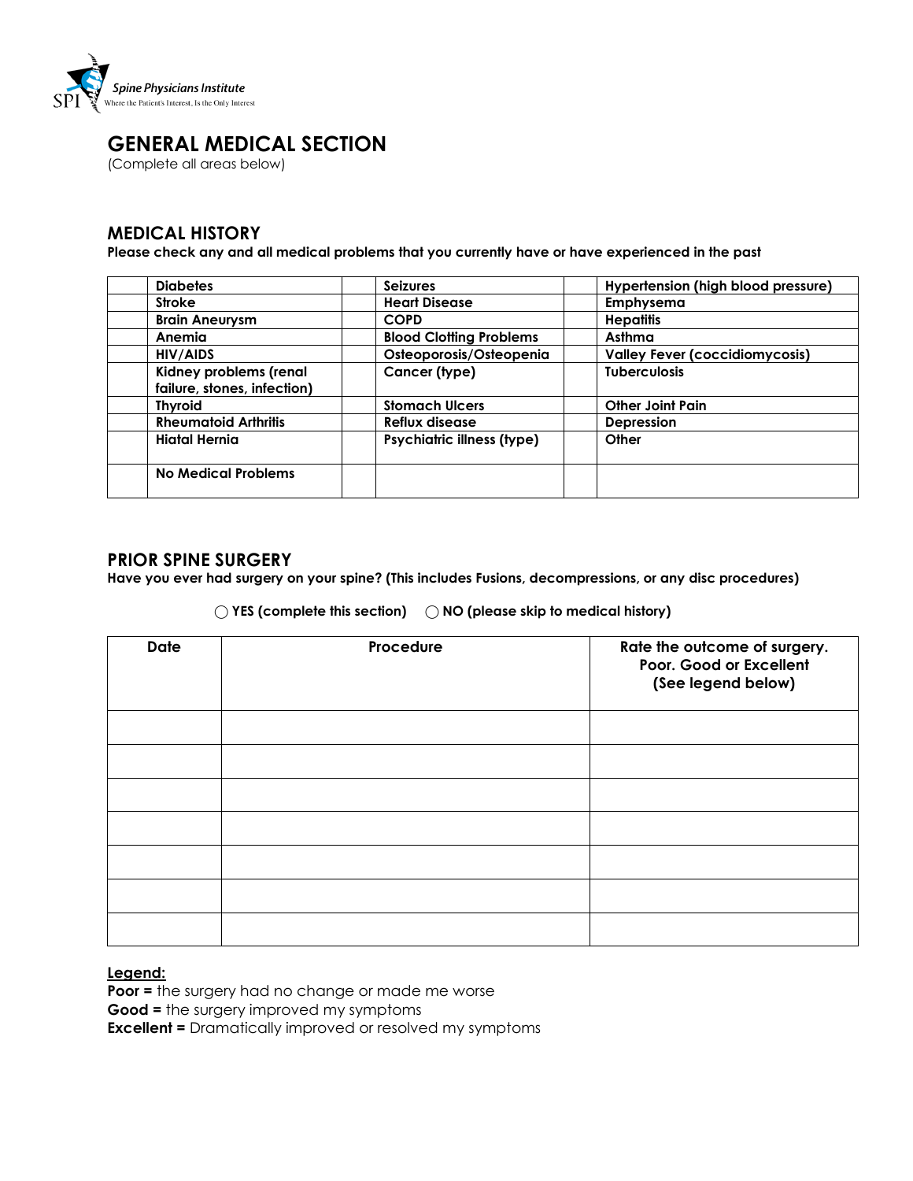Spine Physicians Institute
Where the Patient's Interest, Is the Only Interest

# GENERAL MEDICAL SECTION

(Complete all areas below)

## MEDICAL HISTORY

**Please check any and all medical problems that you currently have or have experienced in the past**

| | | | | | |
|---|---|---|---|---|---|
| | **Diabetes** | | **Seizures** | | **Hypertension (high blood pressure)** |
| | **Stroke** | | **Heart Disease** | | **Emphysema** |
| | **Brain Aneurysm** | | **COPD** | | **Hepatitis** |
| | **Anemia** | | **Blood Clotting Problems** | | **Asthma** |
| | **HIV/AIDS** | | **Osteoporosis/Osteopenia** | | **Valley Fever (coccidiomycosis)** |
| | **Kidney problems (renal failure, stones, infection)** | | **Cancer (type)** | | **Tuberculosis** |
| | **Thyroid** | | **Stomach Ulcers** | | **Other Joint Pain** |
| | **Rheumatoid Arthritis** | | **Reflux disease** | | **Depression** |
| | **Hiatal Hernia** | | **Psychiatric illness (type)** | | **Other** |
| | **No Medical Problems** | | | | |

## PRIOR SPINE SURGERY

**Have you ever had surgery on your spine? (This includes Fusions, decompressions, or any disc procedures)**

◯ **YES (complete this section)** ◯ **NO (please skip to medical history)**

| Date | Procedure | Rate the outcome of surgery. Poor. Good or Excellent (See legend below) |
|---|---|---|
| | | |
| | | |
| | | |
| | | |
| | | |
| | | |
| | | |

**Legend:**

**Poor =** the surgery had no change or made me worse
**Good =** the surgery improved my symptoms
**Excellent =** Dramatically improved or resolved my symptoms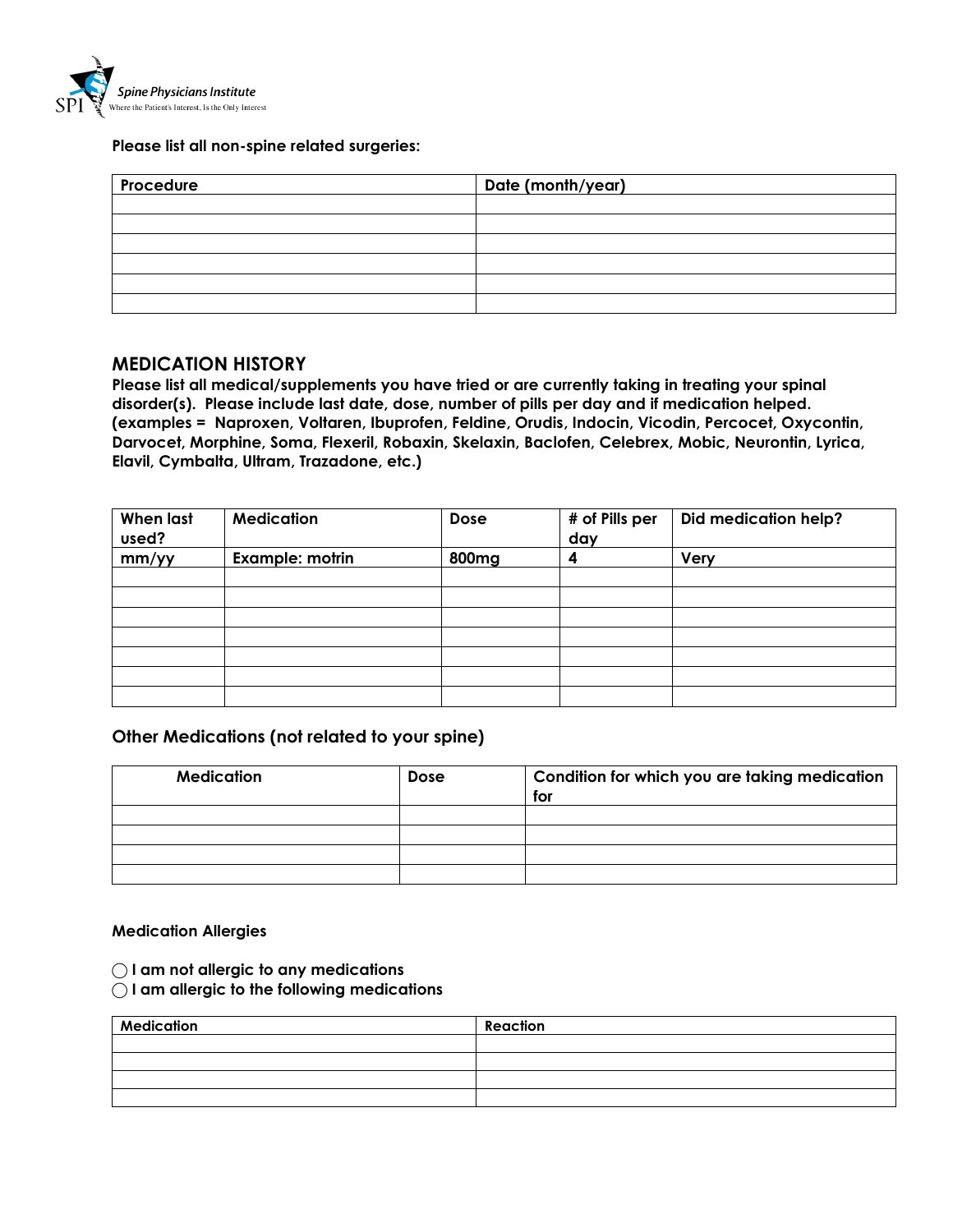**Please list all non-spine related surgeries:**

| Procedure | Date (month/year) |
|---|---|
| | |
| | |
| | |
| | |
| | |
| | |

## MEDICATION HISTORY

**Please list all medical/supplements you have tried or are currently taking in treating your spinal disorder(s). Please include last date, dose, number of pills per day and if medication helped. (examples = Naproxen, Voltaren, Ibuprofen, Feldine, Orudis, Indocin, Vicodin, Percocet, Oxycontin, Darvocet, Morphine, Soma, Flexeril, Robaxin, Skelaxin, Baclofen, Celebrex, Mobic, Neurontin, Lyrica, Elavil, Cymbalta, Ultram, Trazadone, etc.)**

| When last used? | Medication | Dose | # of Pills per day | Did medication help? |
|---|---|---|---|---|
| mm/yy | Example: motrin | 800mg | 4 | Very |
| | | | | |
| | | | | |
| | | | | |
| | | | | |
| | | | | |
| | | | | |
| | | | | |

### Other Medications (not related to your spine)

| Medication | Dose | Condition for which you are taking medication for |
|---|---|---|
| | | |
| | | |
| | | |
| | | |

**Medication Allergies**

◯ **I am not allergic to any medications**
◯ **I am allergic to the following medications**

| Medication | Reaction |
|---|---|
| | |
| | |
| | |
| | |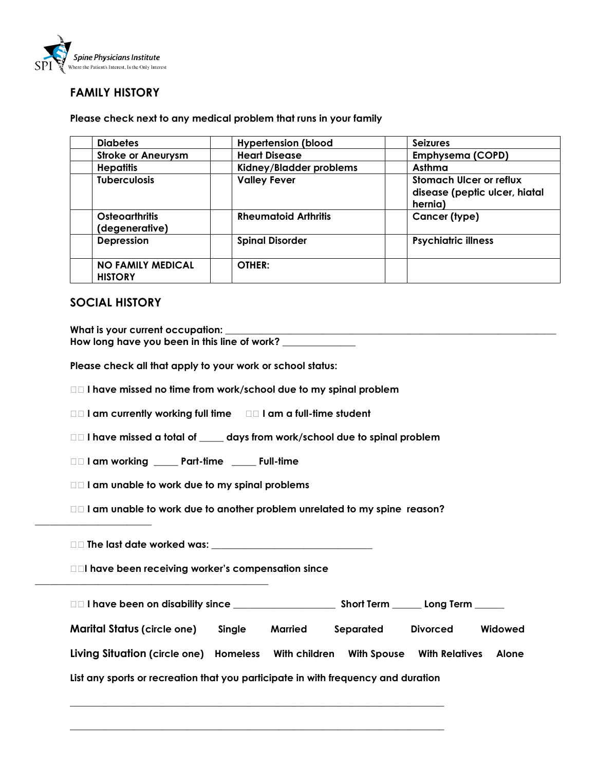## FAMILY HISTORY

**Please check next to any medical problem that runs in your family**

| | | | | | |
|---|---|---|---|---|---|
| | **Diabetes** | | **Hypertension (blood** | | **Seizures** |
| | **Stroke or Aneurysm** | | **Heart Disease** | | **Emphysema (COPD)** |
| | **Hepatitis** | | **Kidney/Bladder problems** | | **Asthma** |
| | **Tuberculosis** | | **Valley Fever** | | **Stomach Ulcer or reflux disease (peptic ulcer, hiatal hernia)** |
| | **Osteoarthritis (degenerative)** | | **Rheumatoid Arthritis** | | **Cancer (type)** |
| | **Depression** | | **Spinal Disorder** | | **Psychiatric illness** |
| | **NO FAMILY MEDICAL HISTORY** | | **OTHER:** | | |

## SOCIAL HISTORY

**What is your current occupation:** ______________________________________________________________________

**How long have you been in this line of work?** _______________

**Please check all that apply to your work or school status:**

☐ **I have missed no time from work/school due to my spinal problem**

☐ **I am currently working full time** ☐ **I am a full-time student**

☐ **I have missed a total of _____ days from work/school due to spinal problem**

☐ **I am working _____ Part-time _____ Full-time**

☐ **I am unable to work due to my spinal problems**

☐ **I am unable to work due to another problem unrelated to my spine reason?** ________________________

☐ **The last date worked was:** __________________________________

☐ **I have been receiving worker's compensation since** __________________________________________________

☐ **I have been on disability since** _____________________ **Short Term** ______ **Long Term** ______

**Marital Status (circle one)** **Single** **Married** **Separated** **Divorced** **Widowed**

**Living Situation (circle one)** **Homeless** **With children** **With Spouse** **With Relatives** **Alone**

**List any sports or recreation that you participate in with frequency and duration**

______________________________________________________________________________

______________________________________________________________________________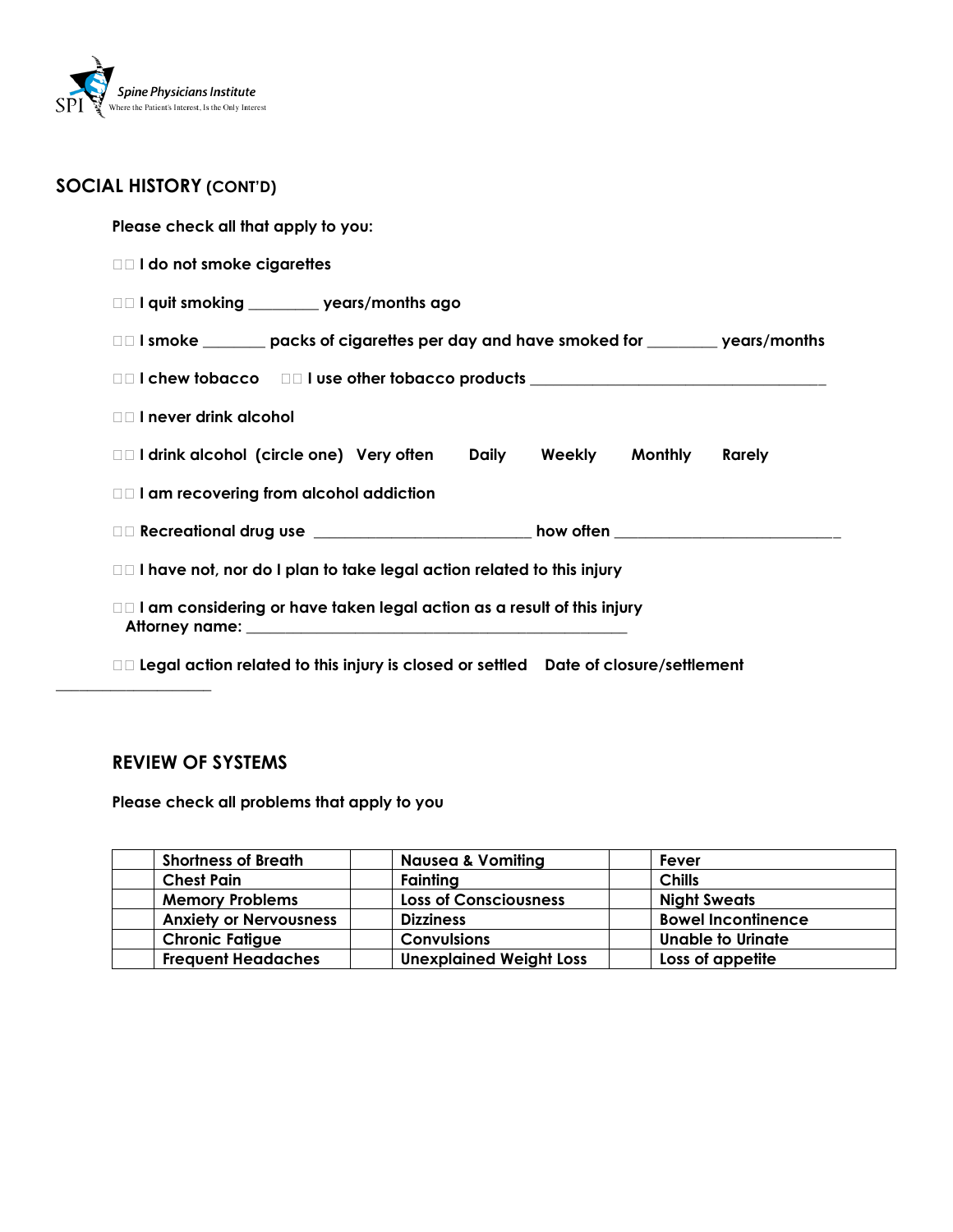## SOCIAL HISTORY (CONT'D)

**Please check all that apply to you:**

- **I do not smoke cigarettes**
- **I quit smoking _________ years/months ago**
- **I smoke ________ packs of cigarettes per day and have smoked for _________ years/months**
- **I chew tobacco** &nbsp;&nbsp; **I use other tobacco products _____________________________________**
- **I never drink alcohol**
- **I drink alcohol (circle one) Very often Daily Weekly Monthly Rarely**
- **I am recovering from alcohol addiction**
- **Recreational drug use ___________________________ how often ____________________________**
- **I have not, nor do I plan to take legal action related to this injury**
- **I am considering or have taken legal action as a result of this injury**
  **Attorney name: __________________________________________________**
- **Legal action related to this injury is closed or settled Date of closure/settlement ____________________**

## REVIEW OF SYSTEMS

**Please check all problems that apply to you**

| | | | | | |
|---|---|---|---|---|---|
| | Shortness of Breath | | Nausea & Vomiting | | Fever |
| | Chest Pain | | Fainting | | Chills |
| | Memory Problems | | Loss of Consciousness | | Night Sweats |
| | Anxiety or Nervousness | | Dizziness | | Bowel Incontinence |
| | Chronic Fatigue | | Convulsions | | Unable to Urinate |
| | Frequent Headaches | | Unexplained Weight Loss | | Loss of appetite |